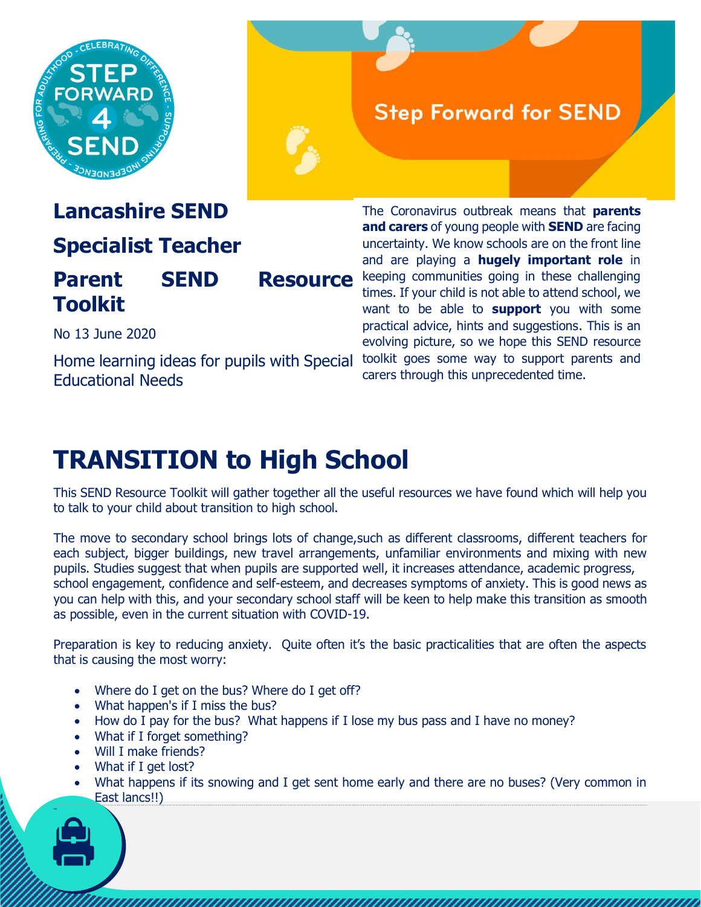# Lancashire SEND Specialist Teacher Parent SEND Resource Toolkit

No 13 June 2020

Home learning ideas for pupils with Special Educational Needs

The Coronavirus outbreak means that **parents and carers** of young people with **SEND** are facing uncertainty. We know schools are on the front line and are playing a **hugely important role** in keeping communities going in these challenging times. If your child is not able to attend school, we want to be able to **support** you with some practical advice, hints and suggestions. This is an evolving picture, so we hope this SEND resource toolkit goes some way to support parents and carers through this unprecedented time.

# TRANSITION to High School

This SEND Resource Toolkit will gather together all the useful resources we have found which will help you to talk to your child about transition to high school.

The move to secondary school brings lots of change,such as different classrooms, different teachers for each subject, bigger buildings, new travel arrangements, unfamiliar environments and mixing with new pupils. Studies suggest that when pupils are supported well, it increases attendance, academic progress, school engagement, confidence and self-esteem, and decreases symptoms of anxiety. This is good news as you can help with this, and your secondary school staff will be keen to help make this transition as smooth as possible, even in the current situation with COVID-19.

Preparation is key to reducing anxiety. Quite often it's the basic practicalities that are often the aspects that is causing the most worry:

- Where do I get on the bus? Where do I get off?
- What happen's if I miss the bus?
- How do I pay for the bus? What happens if I lose my bus pass and I have no money?
- What if I forget something?
- Will I make friends?
- What if I get lost?
- What happens if its snowing and I get sent home early and there are no buses? (Very common in East lancs!!)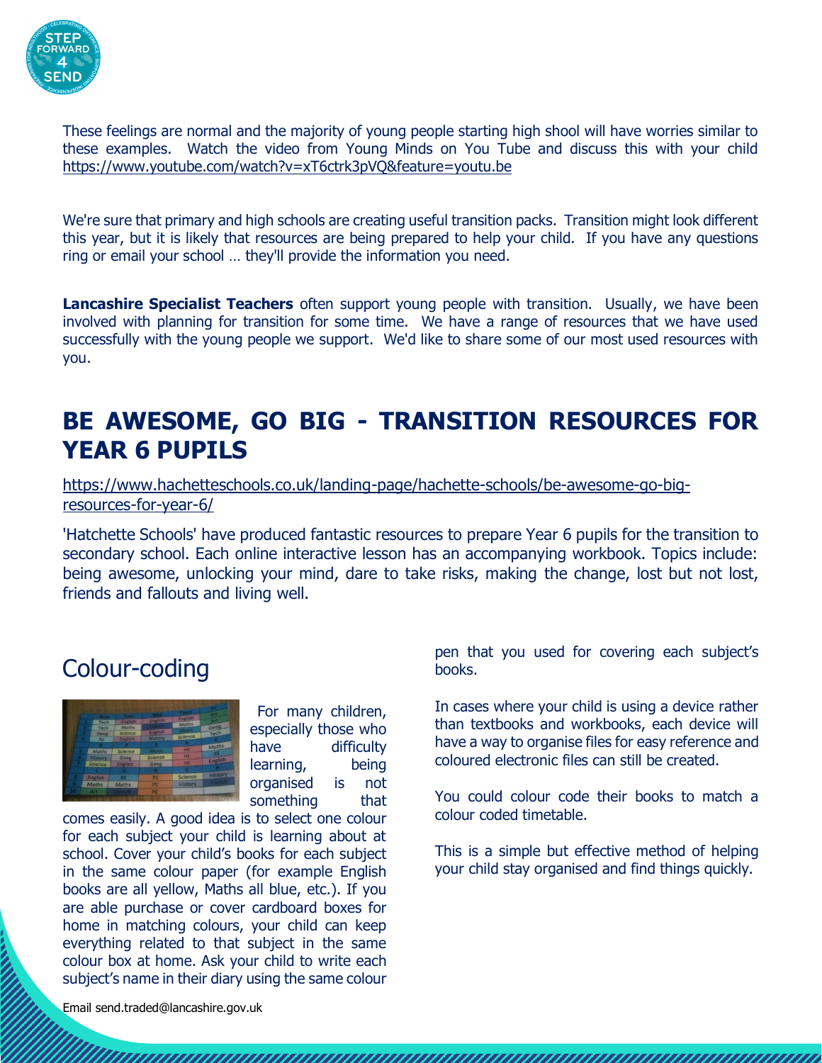These feelings are normal and the majority of young people starting high shool will have worries similar to these examples. Watch the video from Young Minds on You Tube and discuss this with your child https://www.youtube.com/watch?v=xT6ctrk3pVQ&feature=youtu.be

We're sure that primary and high schools are creating useful transition packs. Transition might look different this year, but it is likely that resources are being prepared to help your child. If you have any questions ring or email your school … they'll provide the information you need.

**Lancashire Specialist Teachers** often support young people with transition. Usually, we have been involved with planning for transition for some time. We have a range of resources that we have used successfully with the young people we support. We'd like to share some of our most used resources with you.

## BE AWESOME, GO BIG - TRANSITION RESOURCES FOR YEAR 6 PUPILS

https://www.hachetteschools.co.uk/landing-page/hachette-schools/be-awesome-go-big-resources-for-year-6/

'Hatchette Schools' have produced fantastic resources to prepare Year 6 pupils for the transition to secondary school. Each online interactive lesson has an accompanying workbook. Topics include: being awesome, unlocking your mind, dare to take risks, making the change, lost but not lost, friends and fallouts and living well.

## Colour-coding

For many children, especially those who have difficulty learning, being organised is not something that comes easily. A good idea is to select one colour for each subject your child is learning about at school. Cover your child's books for each subject in the same colour paper (for example English books are all yellow, Maths all blue, etc.). If you are able purchase or cover cardboard boxes for home in matching colours, your child can keep everything related to that subject in the same colour box at home. Ask your child to write each subject's name in their diary using the same colour pen that you used for covering each subject's books.

In cases where your child is using a device rather than textbooks and workbooks, each device will have a way to organise files for easy reference and coloured electronic files can still be created.

You could colour code their books to match a colour coded timetable.

This is a simple but effective method of helping your child stay organised and find things quickly.

Email send.traded@lancashire.gov.uk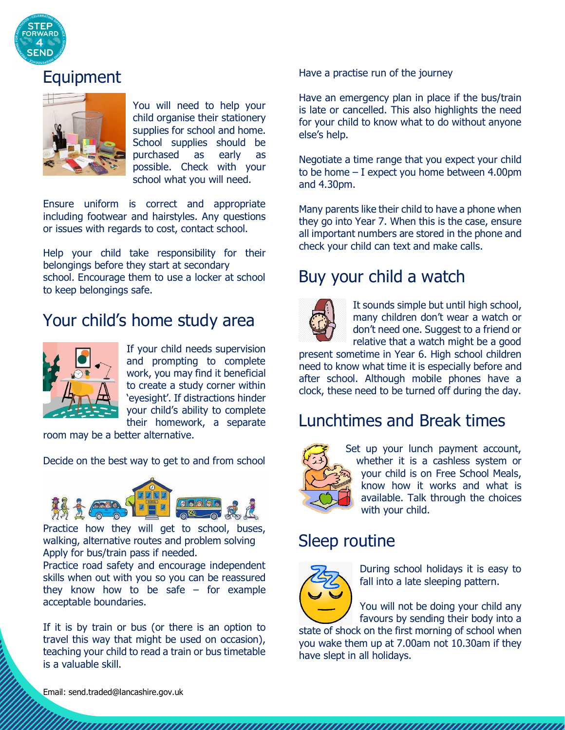# Equipment

You will need to help your child organise their stationery supplies for school and home. School supplies should be purchased as early as possible. Check with your school what you will need.

Ensure uniform is correct and appropriate including footwear and hairstyles. Any questions or issues with regards to cost, contact school.

Help your child take responsibility for their belongings before they start at secondary school. Encourage them to use a locker at school to keep belongings safe.

# Your child's home study area

If your child needs supervision and prompting to complete work, you may find it beneficial to create a study corner within 'eyesight'. If distractions hinder your child's ability to complete their homework, a separate room may be a better alternative.

Decide on the best way to get to and from school

Practice how they will get to school, buses, walking, alternative routes and problem solving

Apply for bus/train pass if needed.

Practice road safety and encourage independent skills when out with you so you can be reassured they know how to be safe – for example acceptable boundaries.

If it is by train or bus (or there is an option to travel this way that might be used on occasion), teaching your child to read a train or bus timetable is a valuable skill.

Have a practise run of the journey

Have an emergency plan in place if the bus/train is late or cancelled. This also highlights the need for your child to know what to do without anyone else's help.

Negotiate a time range that you expect your child to be home – I expect you home between 4.00pm and 4.30pm.

Many parents like their child to have a phone when they go into Year 7. When this is the case, ensure all important numbers are stored in the phone and check your child can text and make calls.

# Buy your child a watch

It sounds simple but until high school, many children don't wear a watch or don't need one. Suggest to a friend or relative that a watch might be a good present sometime in Year 6. High school children need to know what time it is especially before and after school. Although mobile phones have a clock, these need to be turned off during the day.

# Lunchtimes and Break times

Set up your lunch payment account, whether it is a cashless system or your child is on Free School Meals, know how it works and what is available. Talk through the choices with your child.

# Sleep routine

During school holidays it is easy to fall into a late sleeping pattern.

You will not be doing your child any favours by sending their body into a state of shock on the first morning of school when you wake them up at 7.00am not 10.30am if they have slept in all holidays.

Email: send.traded@lancashire.gov.uk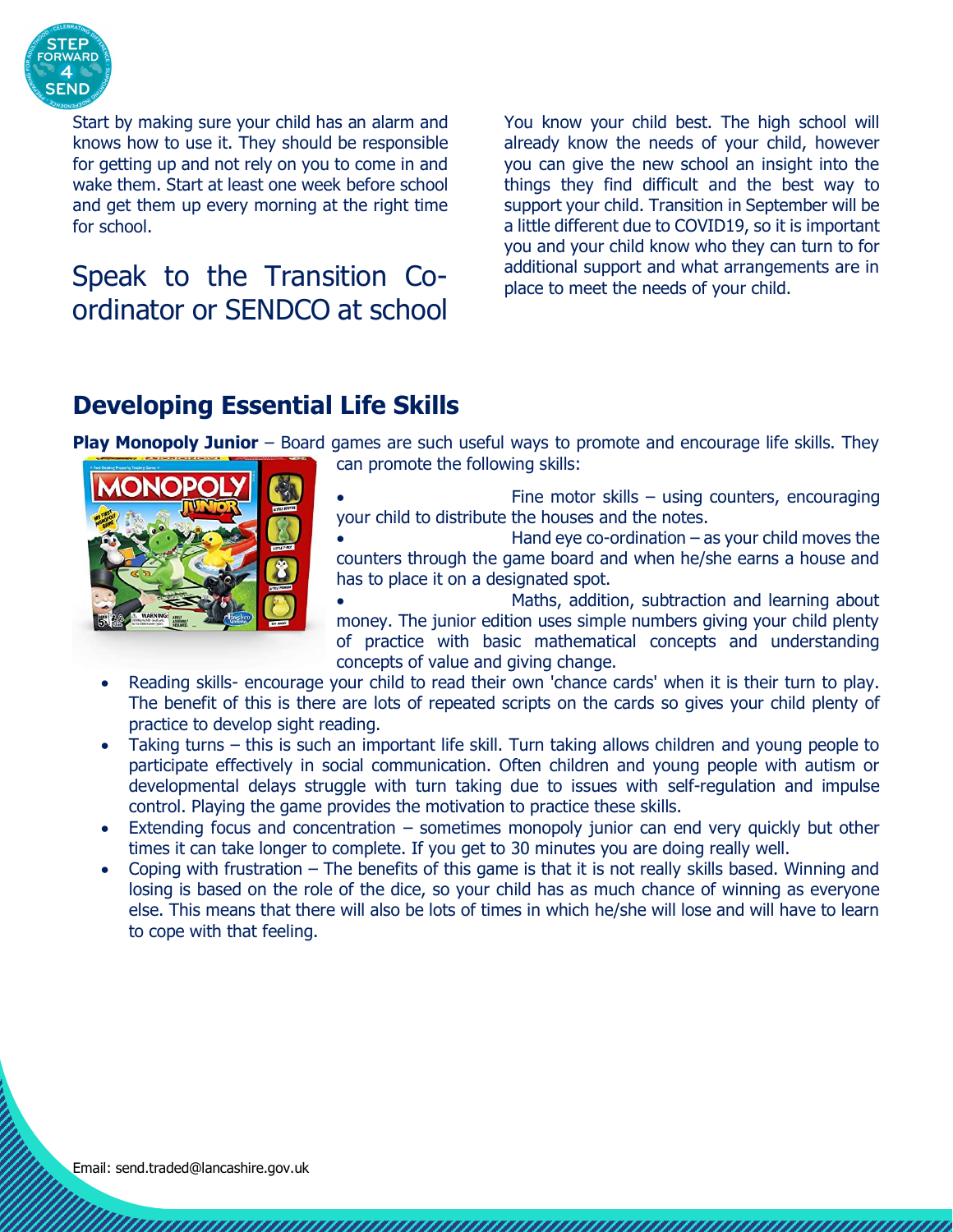Start by making sure your child has an alarm and knows how to use it. They should be responsible for getting up and not rely on you to come in and wake them. Start at least one week before school and get them up every morning at the right time for school.

## Speak to the Transition Co-ordinator or SENDCO at school

You know your child best. The high school will already know the needs of your child, however you can give the new school an insight into the things they find difficult and the best way to support your child. Transition in September will be a little different due to COVID19, so it is important you and your child know who they can turn to for additional support and what arrangements are in place to meet the needs of your child.

## Developing Essential Life Skills

**Play Monopoly Junior** – Board games are such useful ways to promote and encourage life skills. They can promote the following skills:

- Fine motor skills – using counters, encouraging your child to distribute the houses and the notes.
- Hand eye co-ordination – as your child moves the counters through the game board and when he/she earns a house and has to place it on a designated spot.
- Maths, addition, subtraction and learning about money. The junior edition uses simple numbers giving your child plenty of practice with basic mathematical concepts and understanding concepts of value and giving change.
- Reading skills- encourage your child to read their own 'chance cards' when it is their turn to play. The benefit of this is there are lots of repeated scripts on the cards so gives your child plenty of practice to develop sight reading.
- Taking turns – this is such an important life skill. Turn taking allows children and young people to participate effectively in social communication. Often children and young people with autism or developmental delays struggle with turn taking due to issues with self-regulation and impulse control. Playing the game provides the motivation to practice these skills.
- Extending focus and concentration – sometimes monopoly junior can end very quickly but other times it can take longer to complete. If you get to 30 minutes you are doing really well.
- Coping with frustration – The benefits of this game is that it is not really skills based. Winning and losing is based on the role of the dice, so your child has as much chance of winning as everyone else. This means that there will also be lots of times in which he/she will lose and will have to learn to cope with that feeling.

Email: send.traded@lancashire.gov.uk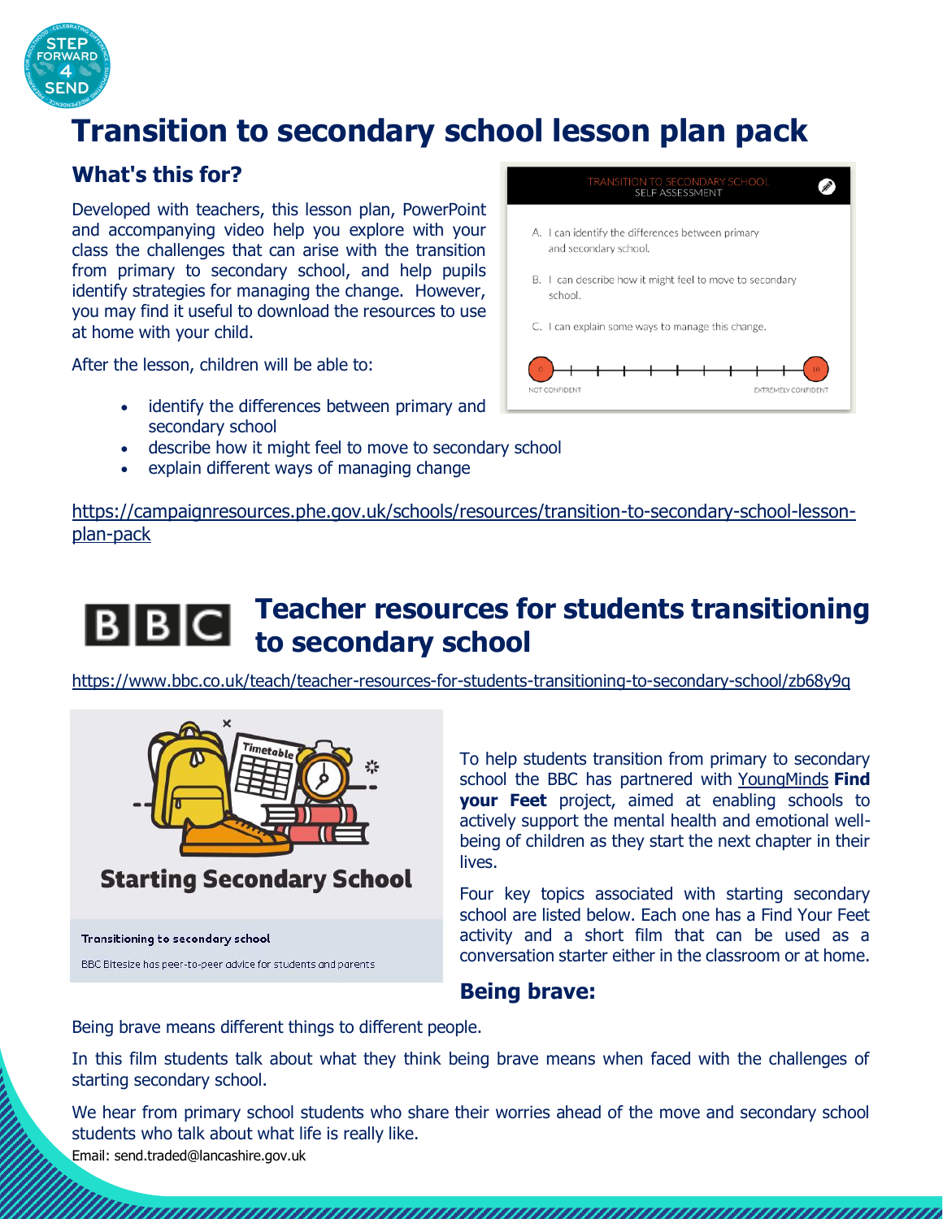# Transition to secondary school lesson plan pack

## What's this for?

Developed with teachers, this lesson plan, PowerPoint and accompanying video help you explore with your class the challenges that can arise with the transition from primary to secondary school, and help pupils identify strategies for managing the change. However, you may find it useful to download the resources to use at home with your child.

After the lesson, children will be able to:

- identify the differences between primary and secondary school
- describe how it might feel to move to secondary school
- explain different ways of managing change

https://campaignresources.phe.gov.uk/schools/resources/transition-to-secondary-school-lesson-plan-pack

## Teacher resources for students transitioning to secondary school

https://www.bbc.co.uk/teach/teacher-resources-for-students-transitioning-to-secondary-school/zb68y9q

To help students transition from primary to secondary school the BBC has partnered with YoungMinds **Find your Feet** project, aimed at enabling schools to actively support the mental health and emotional well-being of children as they start the next chapter in their lives.

Four key topics associated with starting secondary school are listed below. Each one has a Find Your Feet activity and a short film that can be used as a conversation starter either in the classroom or at home.

### Being brave:

Being brave means different things to different people.

In this film students talk about what they think being brave means when faced with the challenges of starting secondary school.

We hear from primary school students who share their worries ahead of the move and secondary school students who talk about what life is really like.

Email: send.traded@lancashire.gov.uk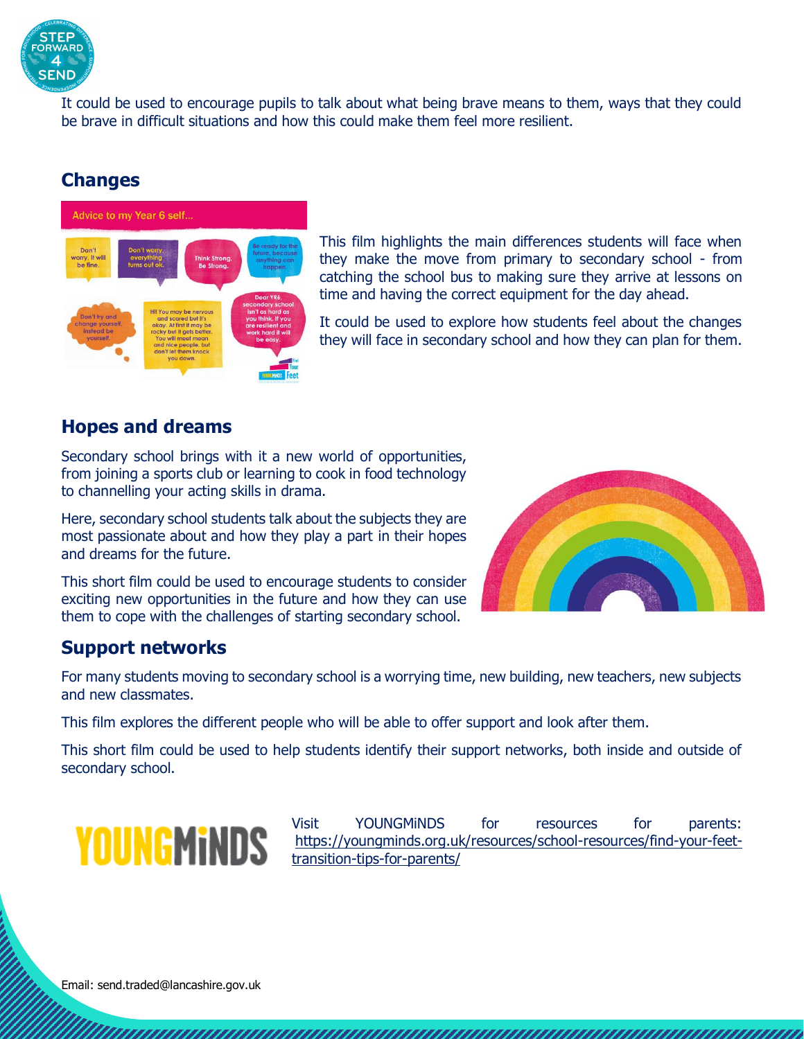It could be used to encourage pupils to talk about what being brave means to them, ways that they could be brave in difficult situations and how this could make them feel more resilient.

## Changes

This film highlights the main differences students will face when they make the move from primary to secondary school - from catching the school bus to making sure they arrive at lessons on time and having the correct equipment for the day ahead.

It could be used to explore how students feel about the changes they will face in secondary school and how they can plan for them.

## Hopes and dreams

Secondary school brings with it a new world of opportunities, from joining a sports club or learning to cook in food technology to channelling your acting skills in drama.

Here, secondary school students talk about the subjects they are most passionate about and how they play a part in their hopes and dreams for the future.

This short film could be used to encourage students to consider exciting new opportunities in the future and how they can use them to cope with the challenges of starting secondary school.

## Support networks

For many students moving to secondary school is a worrying time, new building, new teachers, new subjects and new classmates.

This film explores the different people who will be able to offer support and look after them.

This short film could be used to help students identify their support networks, both inside and outside of secondary school.

Visit YOUNGMiNDS for resources for parents: https://youngminds.org.uk/resources/school-resources/find-your-feet-transition-tips-for-parents/

Email: send.traded@lancashire.gov.uk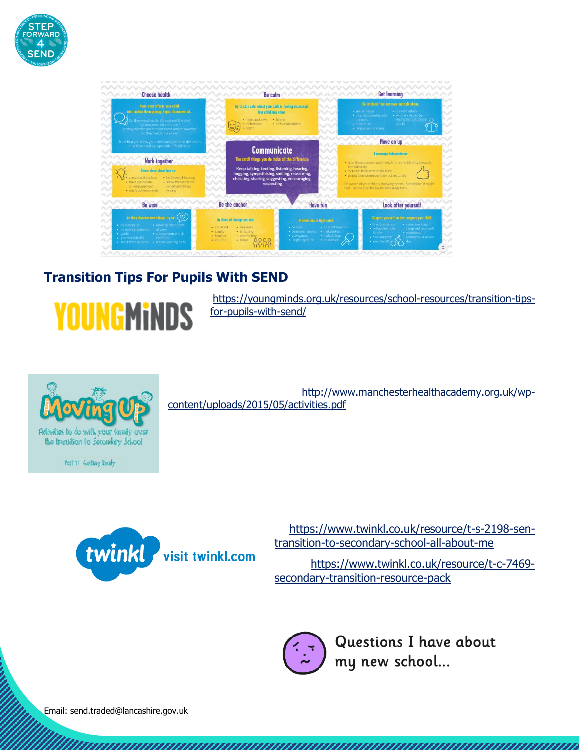## Transition Tips For Pupils With SEND

https://youngminds.org.uk/resources/school-resources/transition-tips-for-pupils-with-send/

http://www.manchesterhealthacademy.org.uk/wp-content/uploads/2015/05/activities.pdf

https://www.twinkl.co.uk/resource/t-s-2198-sen-transition-to-secondary-school-all-about-me

https://www.twinkl.co.uk/resource/t-c-7469-secondary-transition-resource-pack

Questions I have about my new school...

Email: send.traded@lancashire.gov.uk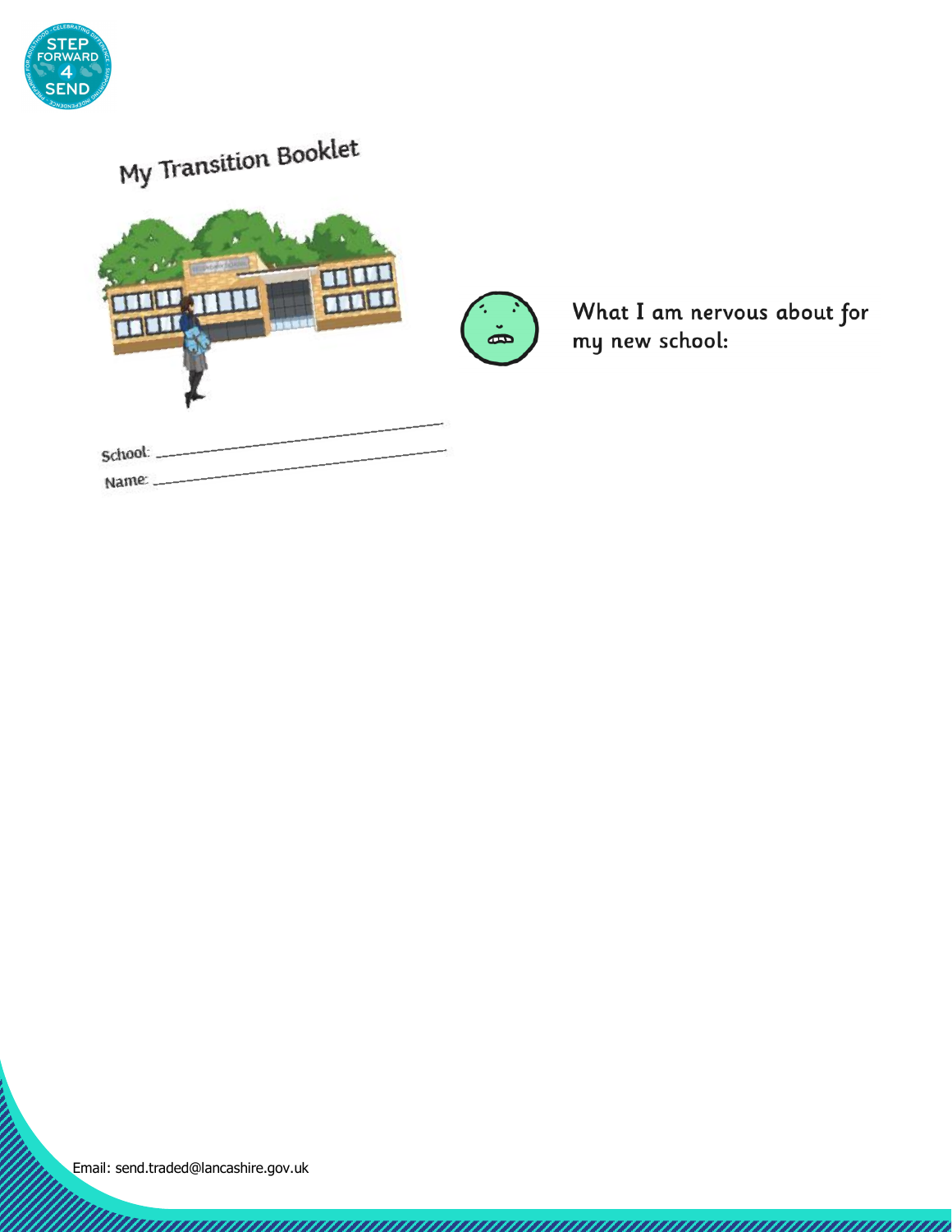My Transition Booklet

School: ______________________

Name: ______________________

What I am nervous about for my new school:

Email: send.traded@lancashire.gov.uk